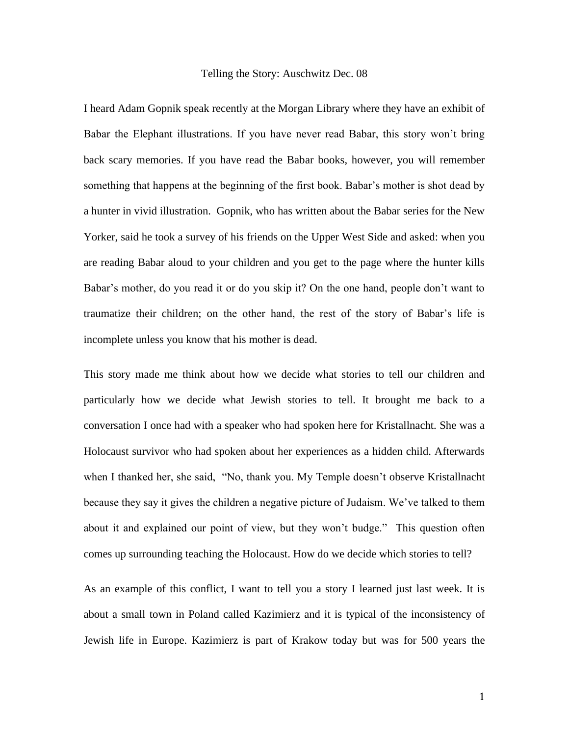# Telling the Story: Auschwitz Dec. 08

I heard Adam Gopnik speak recently at the Morgan Library where they have an exhibit of Babar the Elephant illustrations. If you have never read Babar, this story won't bring back scary memories. If you have read the Babar books, however, you will remember something that happens at the beginning of the first book. Babar's mother is shot dead by a hunter in vivid illustration. Gopnik, who has written about the Babar series for the New Yorker, said he took a survey of his friends on the Upper West Side and asked: when you are reading Babar aloud to your children and you get to the page where the hunter kills Babar's mother, do you read it or do you skip it? On the one hand, people don't want to traumatize their children; on the other hand, the rest of the story of Babar's life is incomplete unless you know that his mother is dead.

This story made me think about how we decide what stories to tell our children and particularly how we decide what Jewish stories to tell. It brought me back to a conversation I once had with a speaker who had spoken here for Kristallnacht. She was a Holocaust survivor who had spoken about her experiences as a hidden child. Afterwards when I thanked her, she said, "No, thank you. My Temple doesn't observe Kristallnacht because they say it gives the children a negative picture of Judaism. We've talked to them about it and explained our point of view, but they won't budge." This question often comes up surrounding teaching the Holocaust. How do we decide which stories to tell?

As an example of this conflict, I want to tell you a story I learned just last week. It is about a small town in Poland called Kazimierz and it is typical of the inconsistency of Jewish life in Europe. Kazimierz is part of Krakow today but was for 500 years the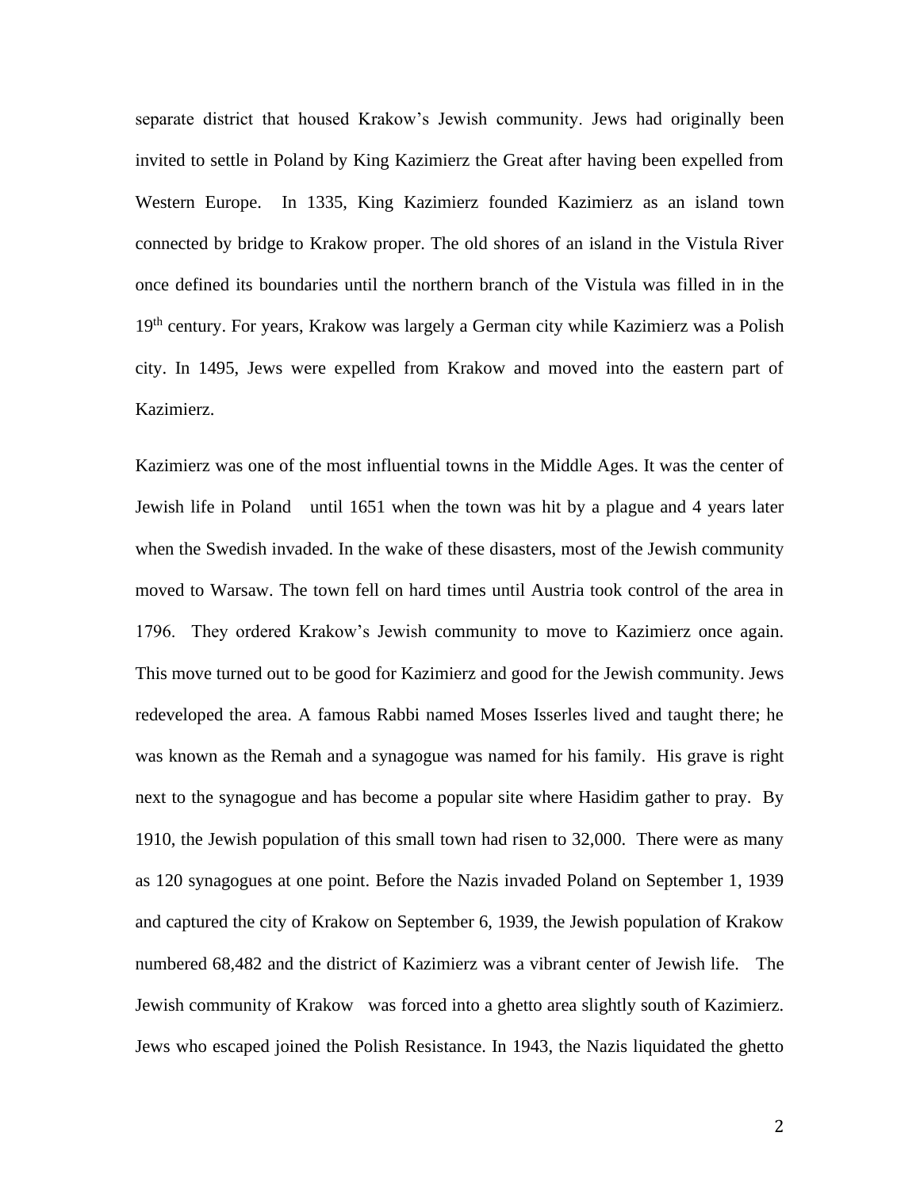separate district that housed Krakow's Jewish community. Jews had originally been invited to settle in Poland by King Kazimierz the Great after having been expelled from Western Europe. In 1335, King Kazimierz founded Kazimierz as an island town connected by bridge to Krakow proper. The old shores of an island in the Vistula River once defined its boundaries until the northern branch of the Vistula was filled in in the 19th century. For years, Krakow was largely a German city while Kazimierz was a Polish city. In 1495, Jews were expelled from Krakow and moved into the eastern part of Kazimierz.

Kazimierz was one of the most influential towns in the Middle Ages. It was the center of Jewish life in Poland until 1651 when the town was hit by a plague and 4 years later when the Swedish invaded. In the wake of these disasters, most of the Jewish community moved to Warsaw. The town fell on hard times until Austria took control of the area in 1796. They ordered Krakow's Jewish community to move to Kazimierz once again. This move turned out to be good for Kazimierz and good for the Jewish community. Jews redeveloped the area. A famous Rabbi named Moses Isserles lived and taught there; he was known as the Remah and a synagogue was named for his family. His grave is right next to the synagogue and has become a popular site where Hasidim gather to pray. By 1910, the Jewish population of this small town had risen to 32,000. There were as many as 120 synagogues at one point. Before the Nazis invaded Poland on September 1, 1939 and captured the city of Krakow on September 6, 1939, the Jewish population of Krakow numbered 68,482 and the district of Kazimierz was a vibrant center of Jewish life. The Jewish community of Krakow was forced into a ghetto area slightly south of Kazimierz. Jews who escaped joined the Polish Resistance. In 1943, the Nazis liquidated the ghetto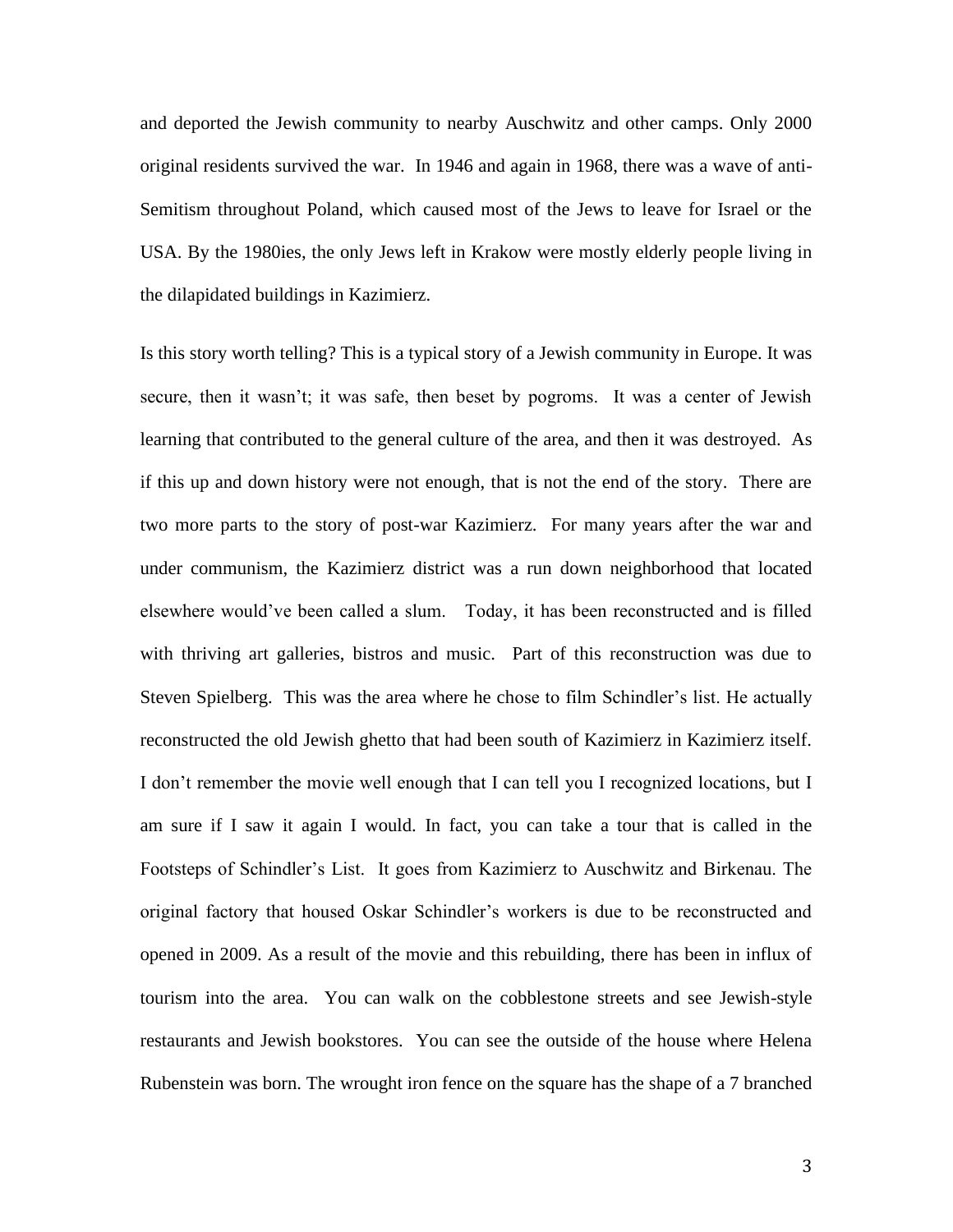and deported the Jewish community to nearby Auschwitz and other camps. Only 2000 original residents survived the war. In 1946 and again in 1968, there was a wave of anti-Semitism throughout Poland, which caused most of the Jews to leave for Israel or the USA. By the 1980ies, the only Jews left in Krakow were mostly elderly people living in the dilapidated buildings in Kazimierz.

Is this story worth telling? This is a typical story of a Jewish community in Europe. It was secure, then it wasn't; it was safe, then beset by pogroms. It was a center of Jewish learning that contributed to the general culture of the area, and then it was destroyed. As if this up and down history were not enough, that is not the end of the story. There are two more parts to the story of post-war Kazimierz. For many years after the war and under communism, the Kazimierz district was a run down neighborhood that located elsewhere would've been called a slum. Today, it has been reconstructed and is filled with thriving art galleries, bistros and music. Part of this reconstruction was due to Steven Spielberg. This was the area where he chose to film Schindler's list. He actually reconstructed the old Jewish ghetto that had been south of Kazimierz in Kazimierz itself. I don't remember the movie well enough that I can tell you I recognized locations, but I am sure if I saw it again I would. In fact, you can take a tour that is called in the Footsteps of Schindler's List. It goes from Kazimierz to Auschwitz and Birkenau. The original factory that housed Oskar Schindler's workers is due to be reconstructed and opened in 2009. As a result of the movie and this rebuilding, there has been in influx of tourism into the area. You can walk on the cobblestone streets and see Jewish-style restaurants and Jewish bookstores. You can see the outside of the house where Helena Rubenstein was born. The wrought iron fence on the square has the shape of a 7 branched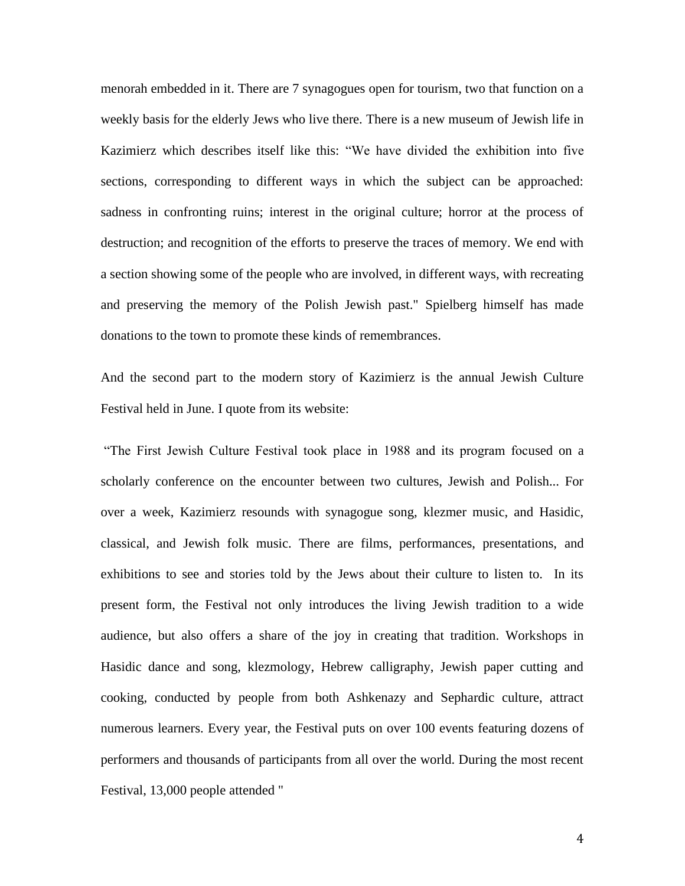menorah embedded in it. There are 7 synagogues open for tourism, two that function on a weekly basis for the elderly Jews who live there. There is a new museum of Jewish life in Kazimierz which describes itself like this: “We have divided the exhibition into five sections, corresponding to different ways in which the subject can be approached: sadness in confronting ruins; interest in the original culture; horror at the process of destruction; and recognition of the efforts to preserve the traces of memory. We end with a section showing some of the people who are involved, in different ways, with recreating and preserving the memory of the Polish Jewish past." Spielberg himself has made donations to the town to promote these kinds of remembrances.

And the second part to the modern story of Kazimierz is the annual Jewish Culture Festival held in June. I quote from its website:

“The First Jewish Culture Festival took place in 1988 and its program focused on a scholarly conference on the encounter between two cultures, Jewish and Polish... For over a week, Kazimierz resounds with synagogue song, klezmer music, and Hasidic, classical, and Jewish folk music. There are films, performances, presentations, and exhibitions to see and stories told by the Jews about their culture to listen to. In its present form, the Festival not only introduces the living Jewish tradition to a wide audience, but also offers a share of the joy in creating that tradition. Workshops in Hasidic dance and song, klezmology, Hebrew calligraphy, Jewish paper cutting and cooking, conducted by people from both Ashkenazy and Sephardic culture, attract numerous learners. Every year, the Festival puts on over 100 events featuring dozens of performers and thousands of participants from all over the world. During the most recent Festival, 13,000 people attended "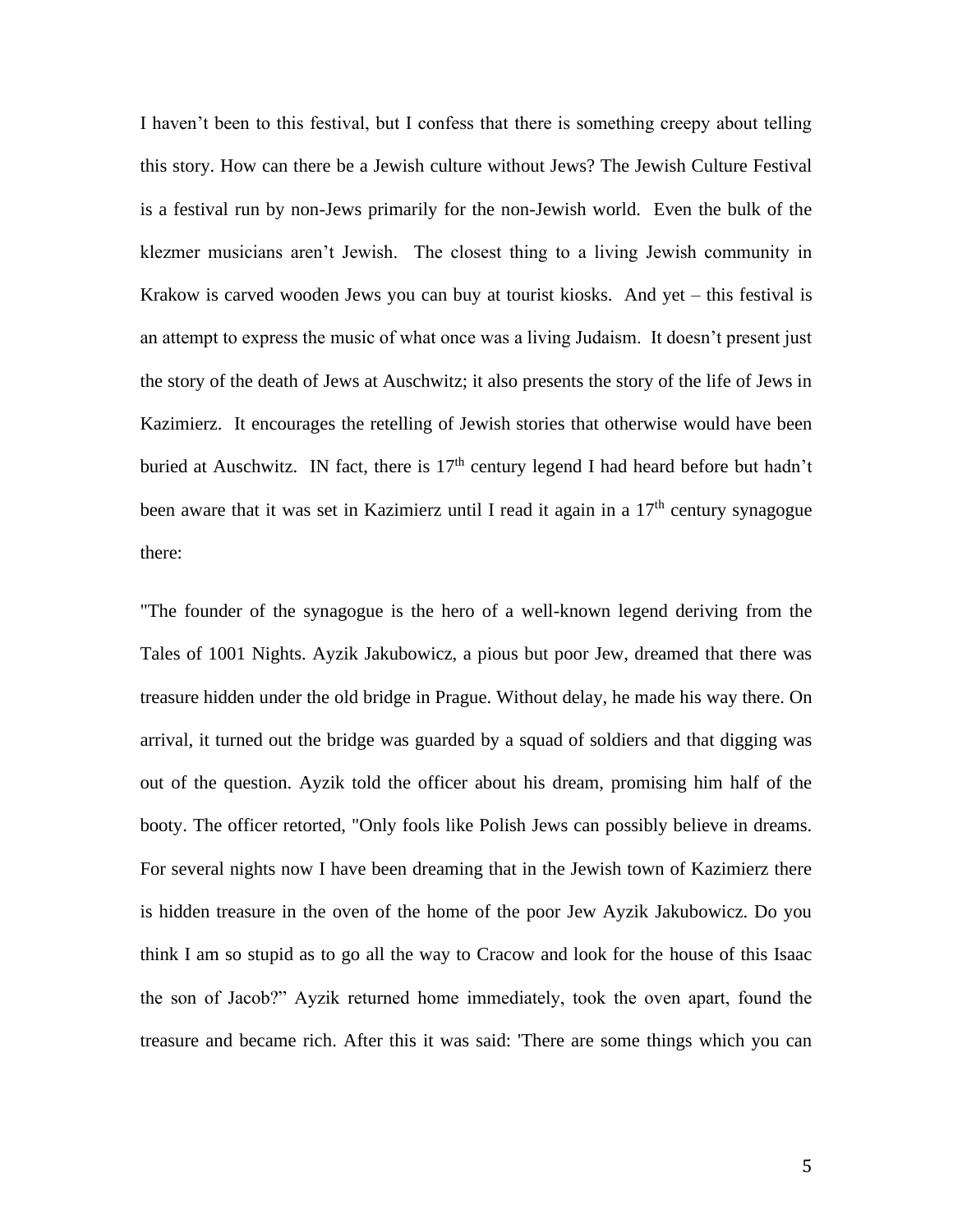I haven't been to this festival, but I confess that there is something creepy about telling this story. How can there be a Jewish culture without Jews? The Jewish Culture Festival is a festival run by non-Jews primarily for the non-Jewish world. Even the bulk of the klezmer musicians aren't Jewish. The closest thing to a living Jewish community in Krakow is carved wooden Jews you can buy at tourist kiosks. And yet – this festival is an attempt to express the music of what once was a living Judaism. It doesn't present just the story of the death of Jews at Auschwitz; it also presents the story of the life of Jews in Kazimierz. It encourages the retelling of Jewish stories that otherwise would have been buried at Auschwitz. IN fact, there is 17th century legend I had heard before but hadn't been aware that it was set in Kazimierz until I read it again in a 17th century synagogue there:

"The founder of the synagogue is the hero of a well-known legend deriving from the Tales of 1001 Nights. Ayzik Jakubowicz, a pious but poor Jew, dreamed that there was treasure hidden under the old bridge in Prague. Without delay, he made his way there. On arrival, it turned out the bridge was guarded by a squad of soldiers and that digging was out of the question. Ayzik told the officer about his dream, promising him half of the booty. The officer retorted, "Only fools like Polish Jews can possibly believe in dreams. For several nights now I have been dreaming that in the Jewish town of Kazimierz there is hidden treasure in the oven of the home of the poor Jew Ayzik Jakubowicz. Do you think I am so stupid as to go all the way to Cracow and look for the house of this Isaac the son of Jacob?" Ayzik returned home immediately, took the oven apart, found the treasure and became rich. After this it was said: 'There are some things which you can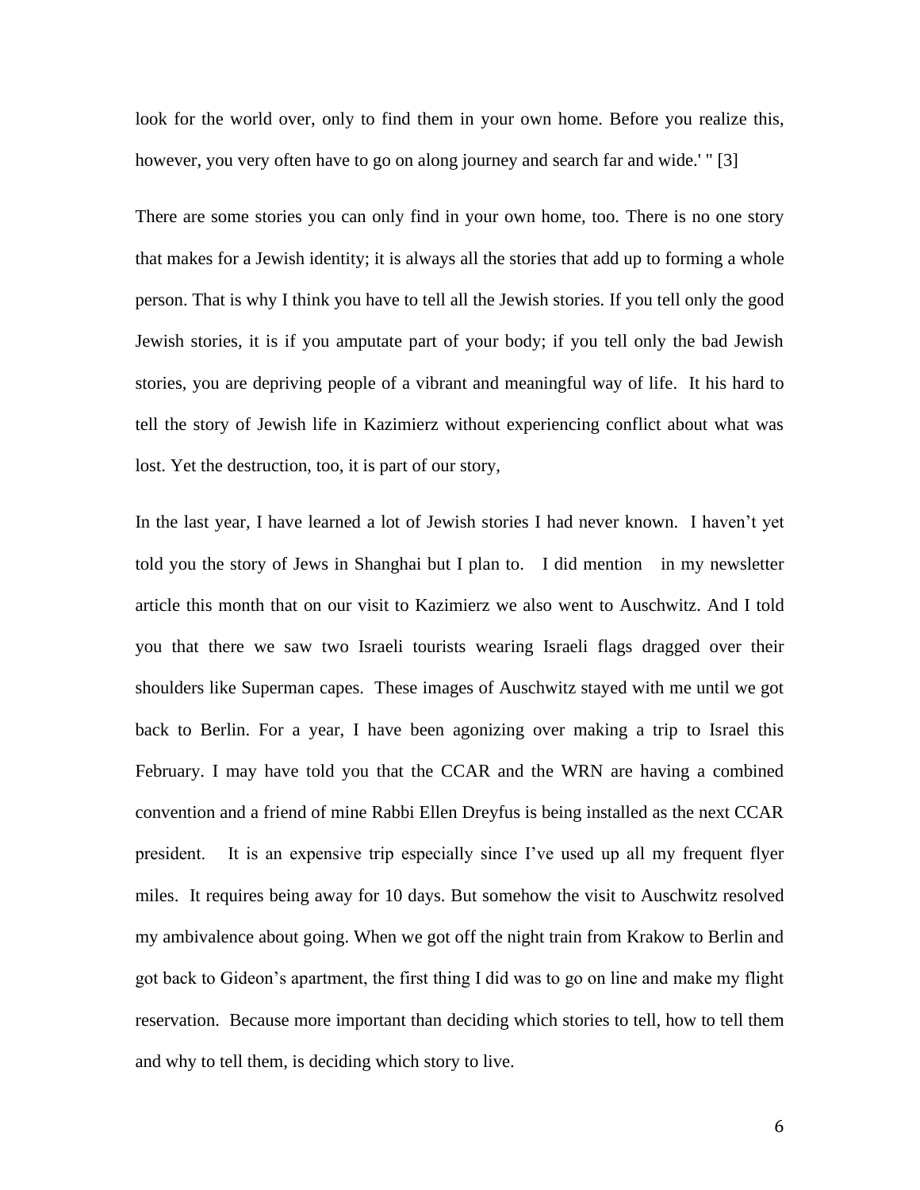look for the world over, only to find them in your own home. Before you realize this, however, you very often have to go on along journey and search far and wide.' " [3]

There are some stories you can only find in your own home, too. There is no one story that makes for a Jewish identity; it is always all the stories that add up to forming a whole person. That is why I think you have to tell all the Jewish stories. If you tell only the good Jewish stories, it is if you amputate part of your body; if you tell only the bad Jewish stories, you are depriving people of a vibrant and meaningful way of life. It his hard to tell the story of Jewish life in Kazimierz without experiencing conflict about what was lost. Yet the destruction, too, it is part of our story,

In the last year, I have learned a lot of Jewish stories I had never known. I haven't yet told you the story of Jews in Shanghai but I plan to. I did mention in my newsletter article this month that on our visit to Kazimierz we also went to Auschwitz. And I told you that there we saw two Israeli tourists wearing Israeli flags dragged over their shoulders like Superman capes. These images of Auschwitz stayed with me until we got back to Berlin. For a year, I have been agonizing over making a trip to Israel this February. I may have told you that the CCAR and the WRN are having a combined convention and a friend of mine Rabbi Ellen Dreyfus is being installed as the next CCAR president. It is an expensive trip especially since I've used up all my frequent flyer miles. It requires being away for 10 days. But somehow the visit to Auschwitz resolved my ambivalence about going. When we got off the night train from Krakow to Berlin and got back to Gideon's apartment, the first thing I did was to go on line and make my flight reservation. Because more important than deciding which stories to tell, how to tell them and why to tell them, is deciding which story to live.